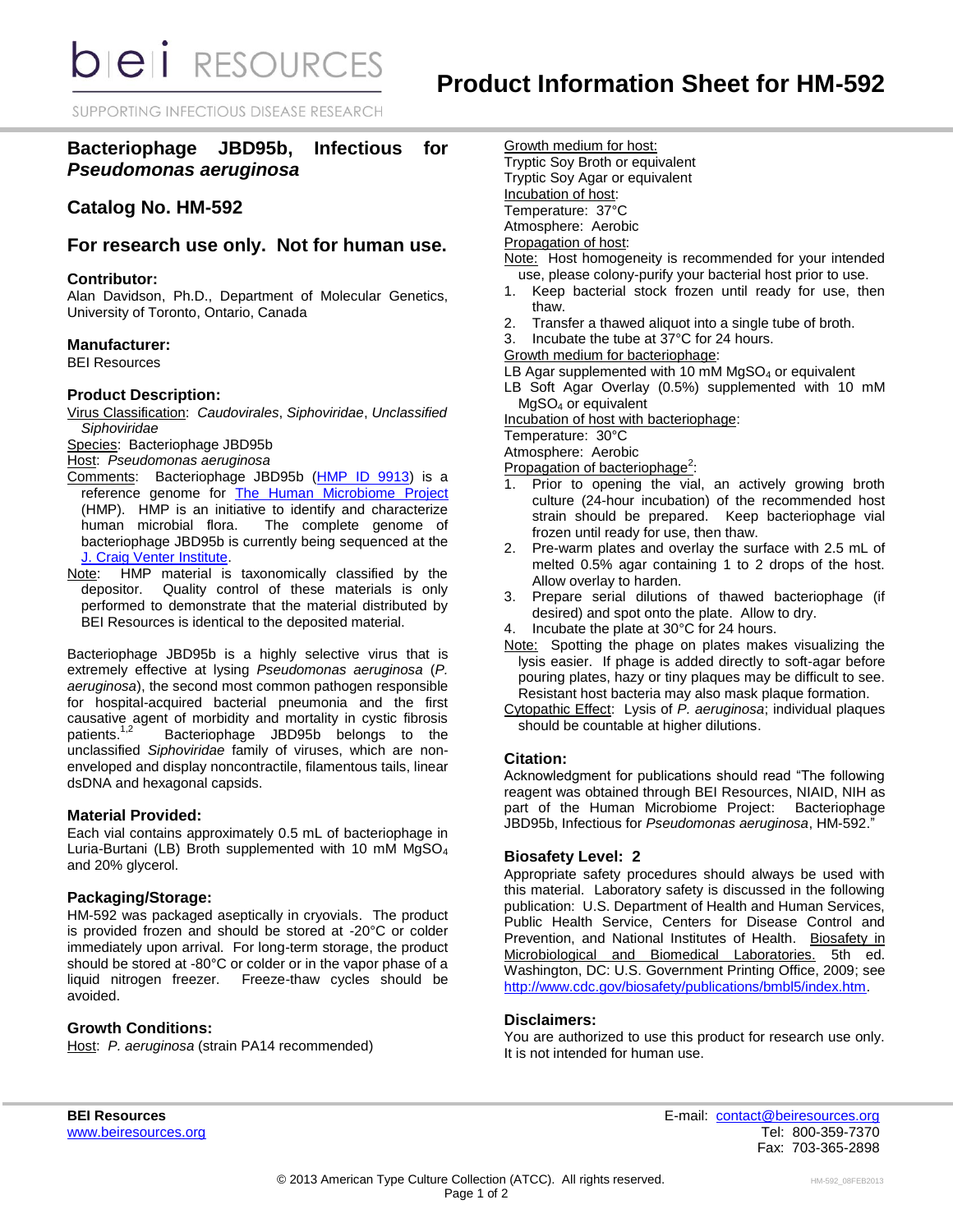# Product Information Sheet for HM-592

## Bacteriophage JBD95b, Infectious for *Pseudomonas aeruginosa*

## Catalog No. HM-592

## For research use only. Not for human use.

### Contributor:
Alan Davidson, Ph.D., Department of Molecular Genetics, University of Toronto, Ontario, Canada

### Manufacturer:
BEI Resources

### Product Description:
Virus Classification: *Caudovirales*, *Siphoviridae*, *Unclassified Siphoviridae*
Species: Bacteriophage JBD95b
Host: *Pseudomonas aeruginosa*
Comments: Bacteriophage JBD95b (HMP ID 9913) is a reference genome for The Human Microbiome Project (HMP). HMP is an initiative to identify and characterize human microbial flora. The complete genome of bacteriophage JBD95b is currently being sequenced at the J. Craig Venter Institute.
Note: HMP material is taxonomically classified by the depositor. Quality control of these materials is only performed to demonstrate that the material distributed by BEI Resources is identical to the deposited material.

Bacteriophage JBD95b is a highly selective virus that is extremely effective at lysing *Pseudomonas aeruginosa* (*P. aeruginosa*), the second most common pathogen responsible for hospital-acquired bacterial pneumonia and the first causative agent of morbidity and mortality in cystic fibrosis patients.[1,2] Bacteriophage JBD95b belongs to the unclassified *Siphoviridae* family of viruses, which are non-enveloped and display noncontractile, filamentous tails, linear dsDNA and hexagonal capsids.

### Material Provided:
Each vial contains approximately 0.5 mL of bacteriophage in Luria-Burtani (LB) Broth supplemented with 10 mM $MgSO_4$ and 20% glycerol.

### Packaging/Storage:
HM-592 was packaged aseptically in cryovials. The product is provided frozen and should be stored at -20°C or colder immediately upon arrival. For long-term storage, the product should be stored at -80°C or colder or in the vapor phase of a liquid nitrogen freezer. Freeze-thaw cycles should be avoided.

### Growth Conditions:
Host: *P. aeruginosa* (strain PA14 recommended)
Growth medium for host:
Tryptic Soy Broth or equivalent
Tryptic Soy Agar or equivalent
Incubation of host:
Temperature: 37°C
Atmosphere: Aerobic
Propagation of host:
Note: Host homogeneity is recommended for your intended use, please colony-purify your bacterial host prior to use.

1. Keep bacterial stock frozen until ready for use, then thaw.
2. Transfer a thawed aliquot into a single tube of broth.
3. Incubate the tube at 37°C for 24 hours.

Growth medium for bacteriophage:
LB Agar supplemented with 10 mM $MgSO_4$ or equivalent
LB Soft Agar Overlay (0.5%) supplemented with 10 mM $MgSO_4$ or equivalent
Incubation of host with bacteriophage:
Temperature: 30°C
Atmosphere: Aerobic
Propagation of bacteriophage[2]:

1. Prior to opening the vial, an actively growing broth culture (24-hour incubation) of the recommended host strain should be prepared. Keep bacteriophage vial frozen until ready for use, then thaw.
2. Pre-warm plates and overlay the surface with 2.5 mL of melted 0.5% agar containing 1 to 2 drops of the host. Allow overlay to harden.
3. Prepare serial dilutions of thawed bacteriophage (if desired) and spot onto the plate. Allow to dry.
4. Incubate the plate at 30°C for 24 hours.

Note: Spotting the phage on plates makes visualizing the lysis easier. If phage is added directly to soft-agar before pouring plates, hazy or tiny plaques may be difficult to see. Resistant host bacteria may also mask plaque formation.
Cytopathic Effect: Lysis of *P. aeruginosa*; individual plaques should be countable at higher dilutions.

### Citation:
Acknowledgment for publications should read "The following reagent was obtained through BEI Resources, NIAID, NIH as part of the Human Microbiome Project: Bacteriophage JBD95b, Infectious for *Pseudomonas aeruginosa*, HM-592."

### Biosafety Level: 2
Appropriate safety procedures should always be used with this material. Laboratory safety is discussed in the following publication: U.S. Department of Health and Human Services, Public Health Service, Centers for Disease Control and Prevention, and National Institutes of Health. Biosafety in Microbiological and Biomedical Laboratories. 5th ed. Washington, DC: U.S. Government Printing Office, 2009; see http://www.cdc.gov/biosafety/publications/bmbl5/index.htm.

### Disclaimers:
You are authorized to use this product for research use only. It is not intended for human use.

**BEI Resources**
www.beiresources.org

E-mail: contact@beiresources.org
Tel: 800-359-7370
Fax: 703-365-2898

© 2013 American Type Culture Collection (ATCC). All rights reserved.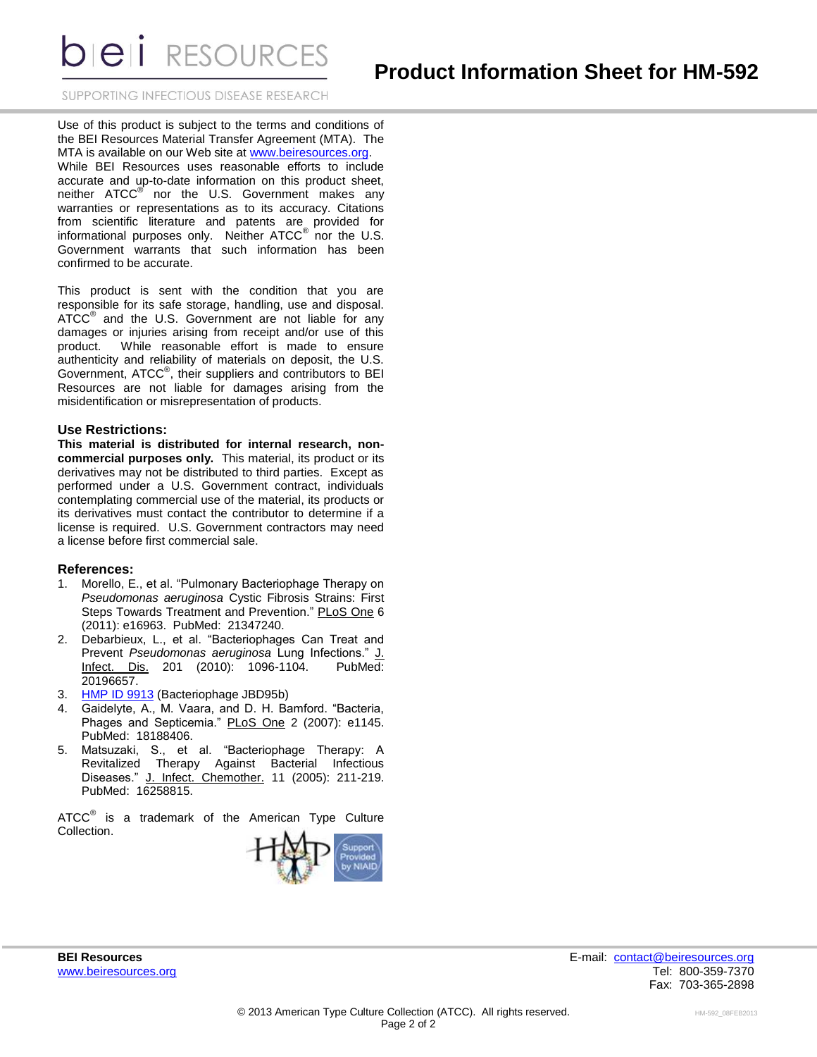Use of this product is subject to the terms and conditions of the BEI Resources Material Transfer Agreement (MTA). The MTA is available on our Web site at www.beiresources.org.

While BEI Resources uses reasonable efforts to include accurate and up-to-date information on this product sheet, neither ATCC® nor the U.S. Government makes any warranties or representations as to its accuracy. Citations from scientific literature and patents are provided for informational purposes only. Neither ATCC® nor the U.S. Government warrants that such information has been confirmed to be accurate.

This product is sent with the condition that you are responsible for its safe storage, handling, use and disposal. ATCC® and the U.S. Government are not liable for any damages or injuries arising from receipt and/or use of this product. While reasonable effort is made to ensure authenticity and reliability of materials on deposit, the U.S. Government, ATCC®, their suppliers and contributors to BEI Resources are not liable for damages arising from the misidentification or misrepresentation of products.

### Use Restrictions:

**This material is distributed for internal research, non-commercial purposes only.** This material, its product or its derivatives may not be distributed to third parties. Except as performed under a U.S. Government contract, individuals contemplating commercial use of the material, its products or its derivatives must contact the contributor to determine if a license is required. U.S. Government contractors may need a license before first commercial sale.

### References:

1. Morello, E., et al. "Pulmonary Bacteriophage Therapy on *Pseudomonas aeruginosa* Cystic Fibrosis Strains: First Steps Towards Treatment and Prevention." PLoS One 6 (2011): e16963. PubMed: 21347240.
2. Debarbieux, L., et al. "Bacteriophages Can Treat and Prevent *Pseudomonas aeruginosa* Lung Infections." J. Infect. Dis. 201 (2010): 1096-1104. PubMed: 20196657.
3. HMP ID 9913 (Bacteriophage JBD95b)
4. Gaidelyte, A., M. Vaara, and D. H. Bamford. "Bacteria, Phages and Septicemia." PLoS One 2 (2007): e1145. PubMed: 18188406.
5. Matsuzaki, S., et al. "Bacteriophage Therapy: A Revitalized Therapy Against Bacterial Infectious Diseases." J. Infect. Chemother. 11 (2005): 211-219. PubMed: 16258815.

ATCC® is a trademark of the American Type Culture Collection.

**BEI Resources**
www.beiresources.org

E-mail: contact@beiresources.org
Tel: 800-359-7370
Fax: 703-365-2898

© 2013 American Type Culture Collection (ATCC). All rights reserved.